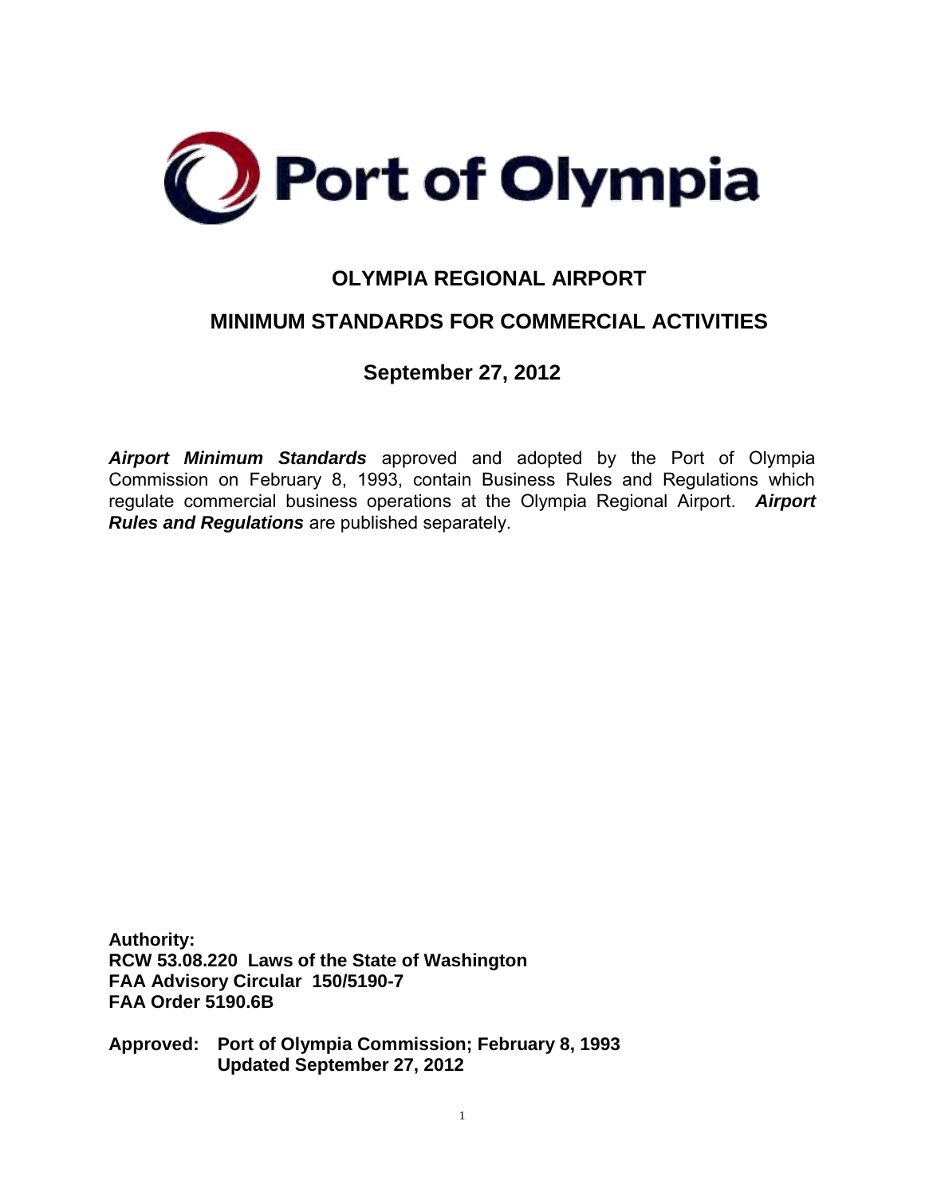Port of Olympia

# OLYMPIA REGIONAL AIRPORT

## MINIMUM STANDARDS FOR COMMERCIAL ACTIVITIES

### September 27, 2012

***Airport Minimum Standards*** approved and adopted by the Port of Olympia Commission on February 8, 1993, contain Business Rules and Regulations which regulate commercial business operations at the Olympia Regional Airport. ***Airport Rules and Regulations*** are published separately.

**Authority:**
**RCW 53.08.220 Laws of the State of Washington**
**FAA Advisory Circular 150/5190-7**
**FAA Order 5190.6B**

**Approved: Port of Olympia Commission; February 8, 1993**
**Updated September 27, 2012**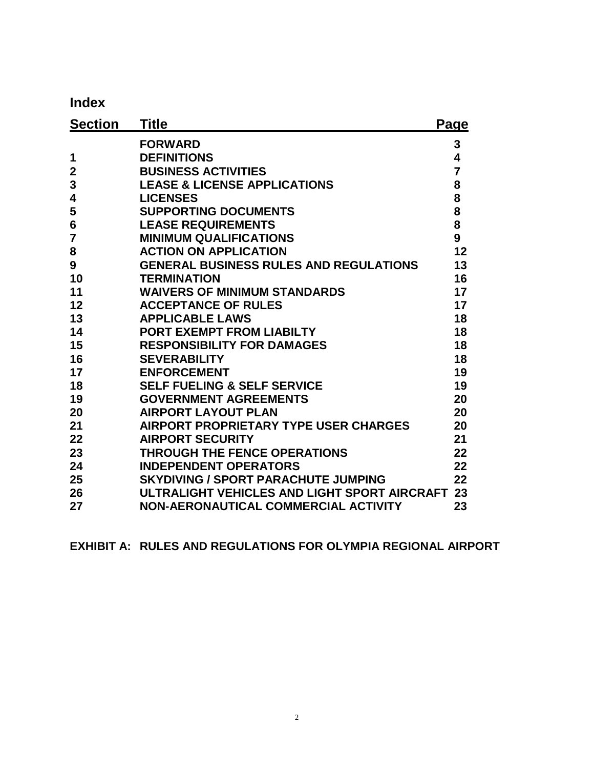## Index

| Section | Title | Page |
|---|---|---|
| | **FORWARD** | **3** |
| **1** | **DEFINITIONS** | **4** |
| **2** | **BUSINESS ACTIVITIES** | **7** |
| **3** | **LEASE & LICENSE APPLICATIONS** | **8** |
| **4** | **LICENSES** | **8** |
| **5** | **SUPPORTING DOCUMENTS** | **8** |
| **6** | **LEASE REQUIREMENTS** | **8** |
| **7** | **MINIMUM QUALIFICATIONS** | **9** |
| **8** | **ACTION ON APPLICATION** | **12** |
| **9** | **GENERAL BUSINESS RULES AND REGULATIONS** | **13** |
| **10** | **TERMINATION** | **16** |
| **11** | **WAIVERS OF MINIMUM STANDARDS** | **17** |
| **12** | **ACCEPTANCE OF RULES** | **17** |
| **13** | **APPLICABLE LAWS** | **18** |
| **14** | **PORT EXEMPT FROM LIABILTY** | **18** |
| **15** | **RESPONSIBILITY FOR DAMAGES** | **18** |
| **16** | **SEVERABILITY** | **18** |
| **17** | **ENFORCEMENT** | **19** |
| **18** | **SELF FUELING & SELF SERVICE** | **19** |
| **19** | **GOVERNMENT AGREEMENTS** | **20** |
| **20** | **AIRPORT LAYOUT PLAN** | **20** |
| **21** | **AIRPORT PROPRIETARY TYPE USER CHARGES** | **20** |
| **22** | **AIRPORT SECURITY** | **21** |
| **23** | **THROUGH THE FENCE OPERATIONS** | **22** |
| **24** | **INDEPENDENT OPERATORS** | **22** |
| **25** | **SKYDIVING / SPORT PARACHUTE JUMPING** | **22** |
| **26** | **ULTRALIGHT VEHICLES AND LIGHT SPORT AIRCRAFT** | **23** |
| **27** | **NON-AERONAUTICAL COMMERCIAL ACTIVITY** | **23** |

**EXHIBIT A: RULES AND REGULATIONS FOR OLYMPIA REGIONAL AIRPORT**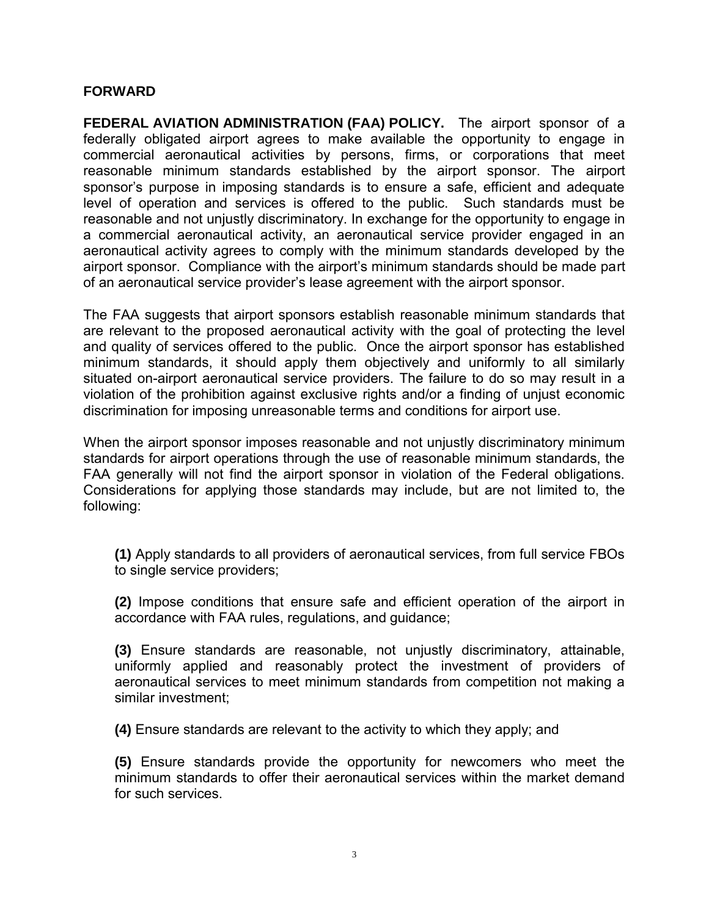## FORWARD

**FEDERAL AVIATION ADMINISTRATION (FAA) POLICY.** The airport sponsor of a federally obligated airport agrees to make available the opportunity to engage in commercial aeronautical activities by persons, firms, or corporations that meet reasonable minimum standards established by the airport sponsor. The airport sponsor's purpose in imposing standards is to ensure a safe, efficient and adequate level of operation and services is offered to the public. Such standards must be reasonable and not unjustly discriminatory. In exchange for the opportunity to engage in a commercial aeronautical activity, an aeronautical service provider engaged in an aeronautical activity agrees to comply with the minimum standards developed by the airport sponsor. Compliance with the airport's minimum standards should be made part of an aeronautical service provider's lease agreement with the airport sponsor.

The FAA suggests that airport sponsors establish reasonable minimum standards that are relevant to the proposed aeronautical activity with the goal of protecting the level and quality of services offered to the public. Once the airport sponsor has established minimum standards, it should apply them objectively and uniformly to all similarly situated on-airport aeronautical service providers. The failure to do so may result in a violation of the prohibition against exclusive rights and/or a finding of unjust economic discrimination for imposing unreasonable terms and conditions for airport use.

When the airport sponsor imposes reasonable and not unjustly discriminatory minimum standards for airport operations through the use of reasonable minimum standards, the FAA generally will not find the airport sponsor in violation of the Federal obligations. Considerations for applying those standards may include, but are not limited to, the following:

**(1)** Apply standards to all providers of aeronautical services, from full service FBOs to single service providers;

**(2)** Impose conditions that ensure safe and efficient operation of the airport in accordance with FAA rules, regulations, and guidance;

**(3)** Ensure standards are reasonable, not unjustly discriminatory, attainable, uniformly applied and reasonably protect the investment of providers of aeronautical services to meet minimum standards from competition not making a similar investment;

**(4)** Ensure standards are relevant to the activity to which they apply; and

**(5)** Ensure standards provide the opportunity for newcomers who meet the minimum standards to offer their aeronautical services within the market demand for such services.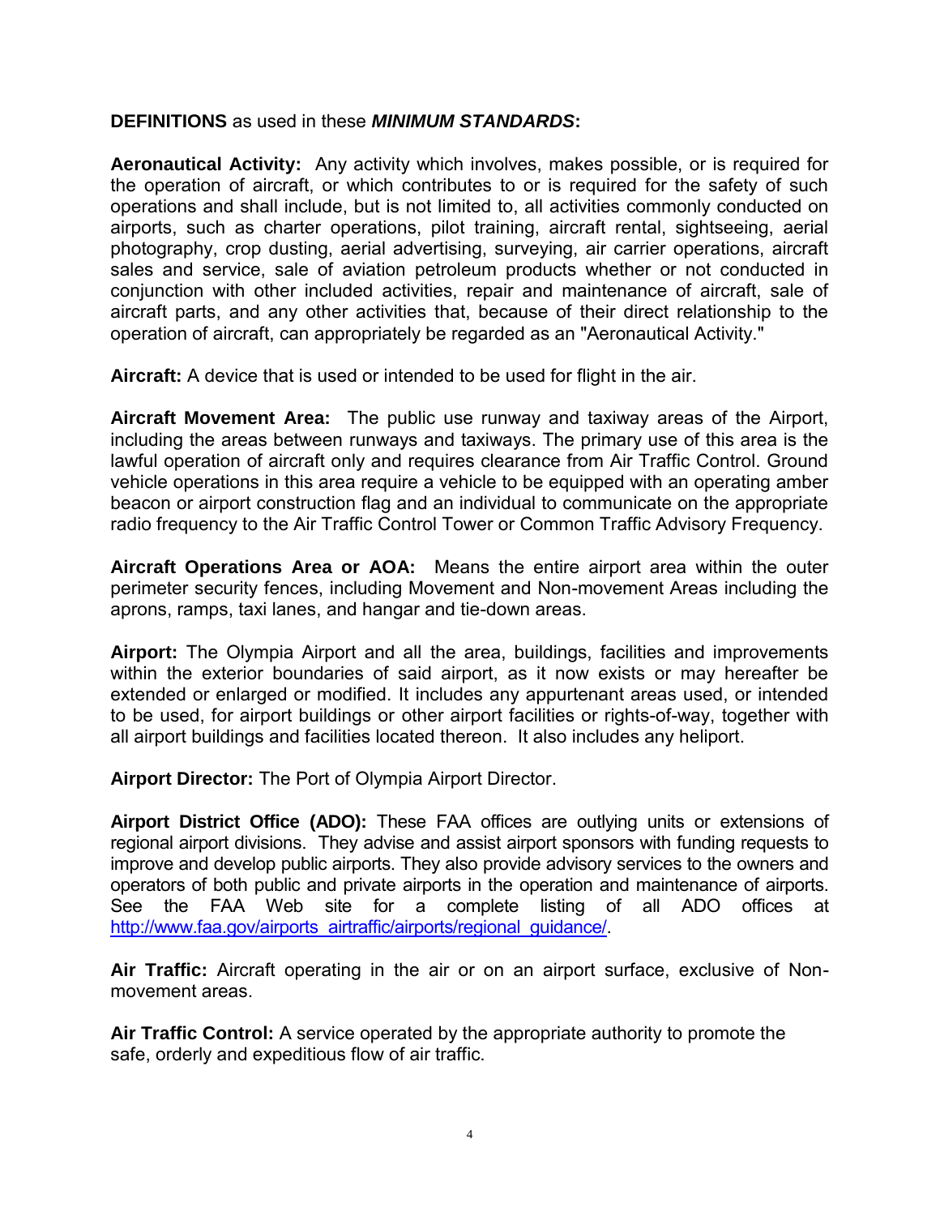**DEFINITIONS** as used in these ***MINIMUM STANDARDS*****:**

**Aeronautical Activity:** Any activity which involves, makes possible, or is required for the operation of aircraft, or which contributes to or is required for the safety of such operations and shall include, but is not limited to, all activities commonly conducted on airports, such as charter operations, pilot training, aircraft rental, sightseeing, aerial photography, crop dusting, aerial advertising, surveying, air carrier operations, aircraft sales and service, sale of aviation petroleum products whether or not conducted in conjunction with other included activities, repair and maintenance of aircraft, sale of aircraft parts, and any other activities that, because of their direct relationship to the operation of aircraft, can appropriately be regarded as an "Aeronautical Activity."

**Aircraft:** A device that is used or intended to be used for flight in the air.

**Aircraft Movement Area:** The public use runway and taxiway areas of the Airport, including the areas between runways and taxiways. The primary use of this area is the lawful operation of aircraft only and requires clearance from Air Traffic Control. Ground vehicle operations in this area require a vehicle to be equipped with an operating amber beacon or airport construction flag and an individual to communicate on the appropriate radio frequency to the Air Traffic Control Tower or Common Traffic Advisory Frequency.

**Aircraft Operations Area or AOA:** Means the entire airport area within the outer perimeter security fences, including Movement and Non-movement Areas including the aprons, ramps, taxi lanes, and hangar and tie-down areas.

**Airport:** The Olympia Airport and all the area, buildings, facilities and improvements within the exterior boundaries of said airport, as it now exists or may hereafter be extended or enlarged or modified. It includes any appurtenant areas used, or intended to be used, for airport buildings or other airport facilities or rights-of-way, together with all airport buildings and facilities located thereon. It also includes any heliport.

**Airport Director:** The Port of Olympia Airport Director.

**Airport District Office (ADO):** These FAA offices are outlying units or extensions of regional airport divisions. They advise and assist airport sponsors with funding requests to improve and develop public airports. They also provide advisory services to the owners and operators of both public and private airports in the operation and maintenance of airports. See the FAA Web site for a complete listing of all ADO offices at [http://www.faa.gov/airports_airtraffic/airports/regional_guidance/](http://www.faa.gov/airports_airtraffic/airports/regional_guidance/).

**Air Traffic:** Aircraft operating in the air or on an airport surface, exclusive of Non-movement areas.

**Air Traffic Control:** A service operated by the appropriate authority to promote the safe, orderly and expeditious flow of air traffic.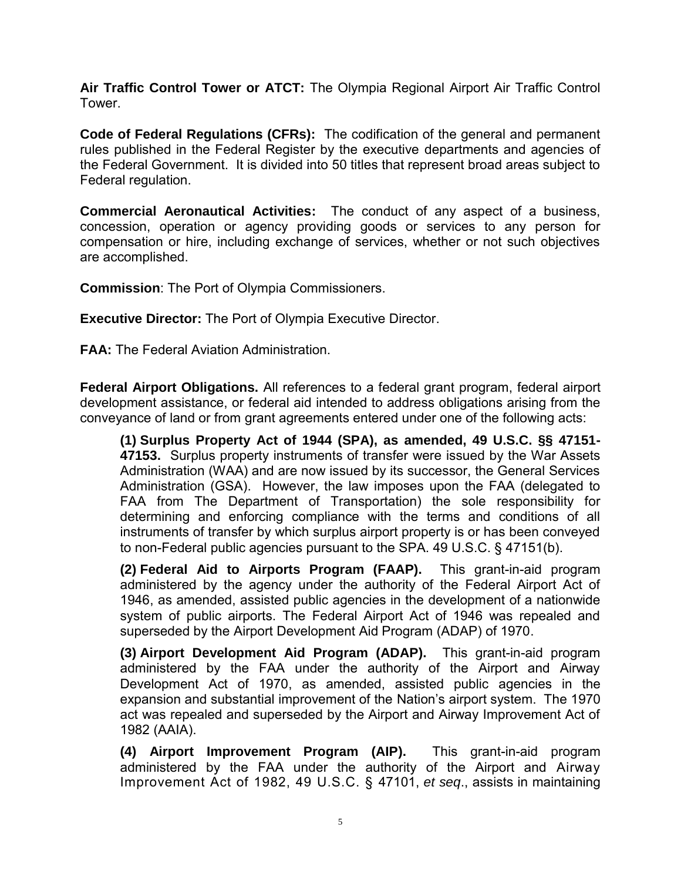**Air Traffic Control Tower or ATCT:** The Olympia Regional Airport Air Traffic Control Tower.

**Code of Federal Regulations (CFRs):** The codification of the general and permanent rules published in the Federal Register by the executive departments and agencies of the Federal Government. It is divided into 50 titles that represent broad areas subject to Federal regulation.

**Commercial Aeronautical Activities:** The conduct of any aspect of a business, concession, operation or agency providing goods or services to any person for compensation or hire, including exchange of services, whether or not such objectives are accomplished.

**Commission**: The Port of Olympia Commissioners.

**Executive Director:** The Port of Olympia Executive Director.

**FAA:** The Federal Aviation Administration.

**Federal Airport Obligations.** All references to a federal grant program, federal airport development assistance, or federal aid intended to address obligations arising from the conveyance of land or from grant agreements entered under one of the following acts:

> **(1) Surplus Property Act of 1944 (SPA), as amended, 49 U.S.C. §§ 47151-47153.** Surplus property instruments of transfer were issued by the War Assets Administration (WAA) and are now issued by its successor, the General Services Administration (GSA). However, the law imposes upon the FAA (delegated to FAA from The Department of Transportation) the sole responsibility for determining and enforcing compliance with the terms and conditions of all instruments of transfer by which surplus airport property is or has been conveyed to non-Federal public agencies pursuant to the SPA. 49 U.S.C. § 47151(b).
>
> **(2) Federal Aid to Airports Program (FAAP).** This grant-in-aid program administered by the agency under the authority of the Federal Airport Act of 1946, as amended, assisted public agencies in the development of a nationwide system of public airports. The Federal Airport Act of 1946 was repealed and superseded by the Airport Development Aid Program (ADAP) of 1970.
>
> **(3) Airport Development Aid Program (ADAP).** This grant-in-aid program administered by the FAA under the authority of the Airport and Airway Development Act of 1970, as amended, assisted public agencies in the expansion and substantial improvement of the Nation's airport system. The 1970 act was repealed and superseded by the Airport and Airway Improvement Act of 1982 (AAIA).
>
> **(4) Airport Improvement Program (AIP).** This grant-in-aid program administered by the FAA under the authority of the Airport and Airway Improvement Act of 1982, 49 U.S.C. § 47101, *et seq*., assists in maintaining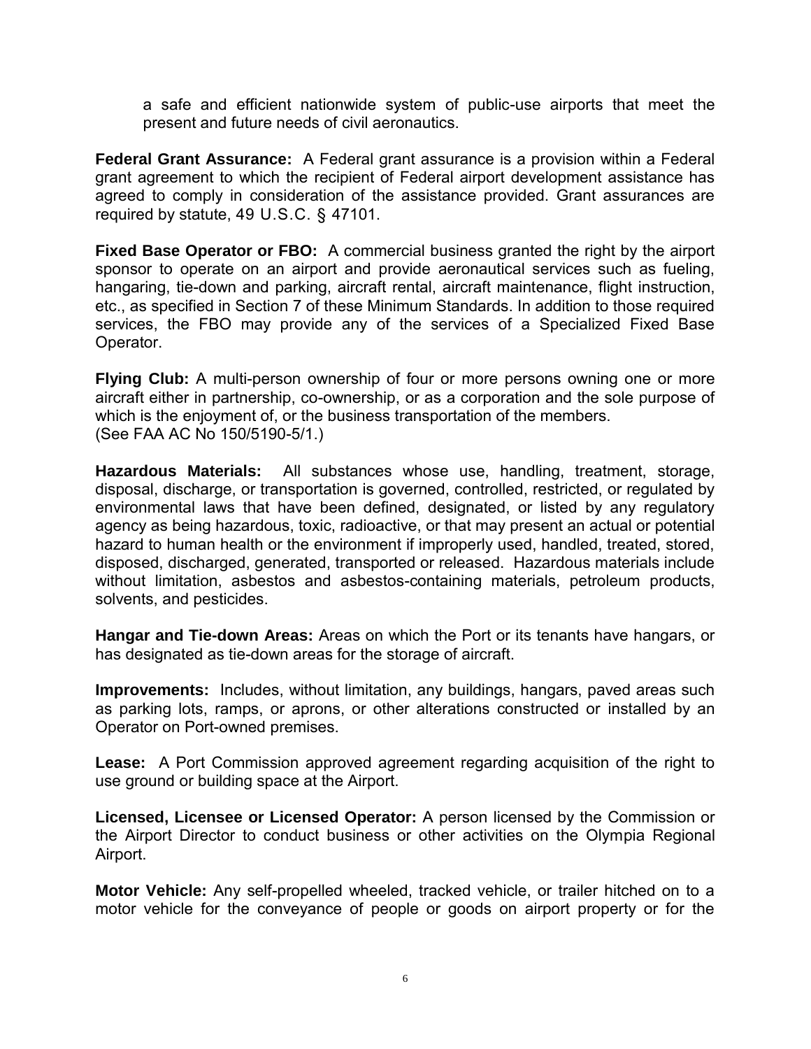a safe and efficient nationwide system of public-use airports that meet the present and future needs of civil aeronautics.

**Federal Grant Assurance:** A Federal grant assurance is a provision within a Federal grant agreement to which the recipient of Federal airport development assistance has agreed to comply in consideration of the assistance provided. Grant assurances are required by statute, 49 U.S.C. § 47101.

**Fixed Base Operator or FBO:** A commercial business granted the right by the airport sponsor to operate on an airport and provide aeronautical services such as fueling, hangaring, tie-down and parking, aircraft rental, aircraft maintenance, flight instruction, etc., as specified in Section 7 of these Minimum Standards. In addition to those required services, the FBO may provide any of the services of a Specialized Fixed Base Operator.

**Flying Club:** A multi-person ownership of four or more persons owning one or more aircraft either in partnership, co-ownership, or as a corporation and the sole purpose of which is the enjoyment of, or the business transportation of the members. (See FAA AC No 150/5190-5/1.)

**Hazardous Materials:** All substances whose use, handling, treatment, storage, disposal, discharge, or transportation is governed, controlled, restricted, or regulated by environmental laws that have been defined, designated, or listed by any regulatory agency as being hazardous, toxic, radioactive, or that may present an actual or potential hazard to human health or the environment if improperly used, handled, treated, stored, disposed, discharged, generated, transported or released. Hazardous materials include without limitation, asbestos and asbestos-containing materials, petroleum products, solvents, and pesticides.

**Hangar and Tie-down Areas:** Areas on which the Port or its tenants have hangars, or has designated as tie-down areas for the storage of aircraft.

**Improvements:** Includes, without limitation, any buildings, hangars, paved areas such as parking lots, ramps, or aprons, or other alterations constructed or installed by an Operator on Port-owned premises.

**Lease:** A Port Commission approved agreement regarding acquisition of the right to use ground or building space at the Airport.

**Licensed, Licensee or Licensed Operator:** A person licensed by the Commission or the Airport Director to conduct business or other activities on the Olympia Regional Airport.

**Motor Vehicle:** Any self-propelled wheeled, tracked vehicle, or trailer hitched on to a motor vehicle for the conveyance of people or goods on airport property or for the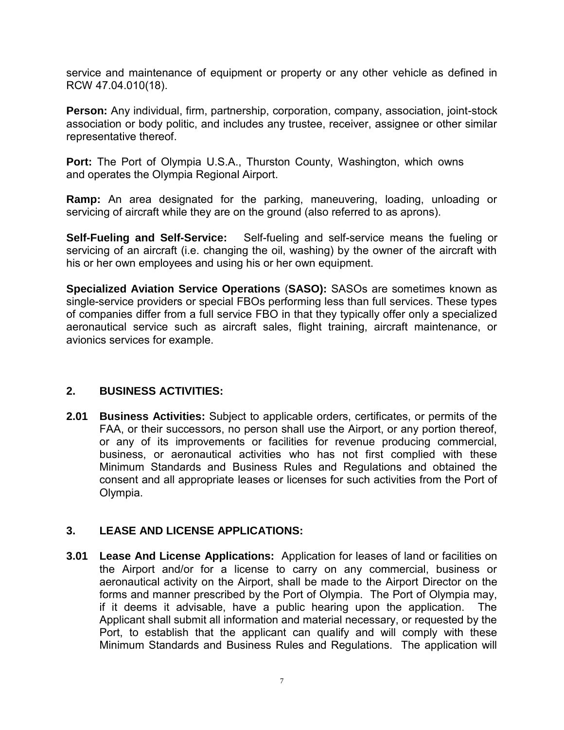service and maintenance of equipment or property or any other vehicle as defined in RCW 47.04.010(18).

**Person:** Any individual, firm, partnership, corporation, company, association, joint-stock association or body politic, and includes any trustee, receiver, assignee or other similar representative thereof.

**Port:** The Port of Olympia U.S.A., Thurston County, Washington, which owns and operates the Olympia Regional Airport.

**Ramp:** An area designated for the parking, maneuvering, loading, unloading or servicing of aircraft while they are on the ground (also referred to as aprons).

**Self-Fueling and Self-Service:** Self-fueling and self-service means the fueling or servicing of an aircraft (i.e. changing the oil, washing) by the owner of the aircraft with his or her own employees and using his or her own equipment.

**Specialized Aviation Service Operations** (**SASO):** SASOs are sometimes known as single-service providers or special FBOs performing less than full services. These types of companies differ from a full service FBO in that they typically offer only a specialized aeronautical service such as aircraft sales, flight training, aircraft maintenance, or avionics services for example.

## 2. BUSINESS ACTIVITIES:

**2.01 Business Activities:** Subject to applicable orders, certificates, or permits of the FAA, or their successors, no person shall use the Airport, or any portion thereof, or any of its improvements or facilities for revenue producing commercial, business, or aeronautical activities who has not first complied with these Minimum Standards and Business Rules and Regulations and obtained the consent and all appropriate leases or licenses for such activities from the Port of Olympia.

## 3. LEASE AND LICENSE APPLICATIONS:

**3.01 Lease And License Applications:** Application for leases of land or facilities on the Airport and/or for a license to carry on any commercial, business or aeronautical activity on the Airport, shall be made to the Airport Director on the forms and manner prescribed by the Port of Olympia. The Port of Olympia may, if it deems it advisable, have a public hearing upon the application. The Applicant shall submit all information and material necessary, or requested by the Port, to establish that the applicant can qualify and will comply with these Minimum Standards and Business Rules and Regulations. The application will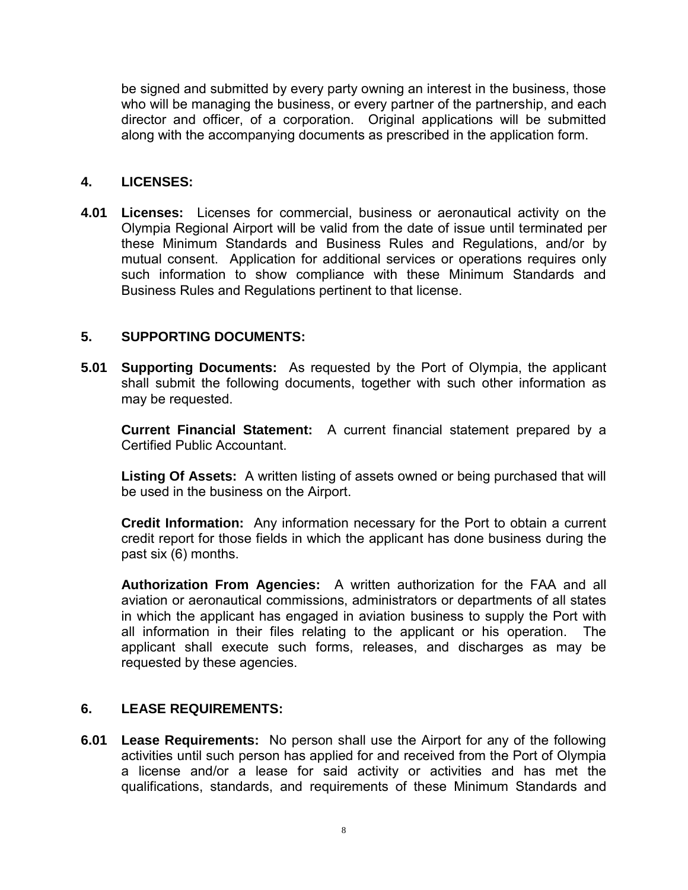be signed and submitted by every party owning an interest in the business, those who will be managing the business, or every partner of the partnership, and each director and officer, of a corporation. Original applications will be submitted along with the accompanying documents as prescribed in the application form.

## 4. LICENSES:

**4.01 Licenses:** Licenses for commercial, business or aeronautical activity on the Olympia Regional Airport will be valid from the date of issue until terminated per these Minimum Standards and Business Rules and Regulations, and/or by mutual consent. Application for additional services or operations requires only such information to show compliance with these Minimum Standards and Business Rules and Regulations pertinent to that license.

## 5. SUPPORTING DOCUMENTS:

**5.01 Supporting Documents:** As requested by the Port of Olympia, the applicant shall submit the following documents, together with such other information as may be requested.

**Current Financial Statement:** A current financial statement prepared by a Certified Public Accountant.

**Listing Of Assets:** A written listing of assets owned or being purchased that will be used in the business on the Airport.

**Credit Information:** Any information necessary for the Port to obtain a current credit report for those fields in which the applicant has done business during the past six (6) months.

**Authorization From Agencies:** A written authorization for the FAA and all aviation or aeronautical commissions, administrators or departments of all states in which the applicant has engaged in aviation business to supply the Port with all information in their files relating to the applicant or his operation. The applicant shall execute such forms, releases, and discharges as may be requested by these agencies.

## 6. LEASE REQUIREMENTS:

**6.01 Lease Requirements:** No person shall use the Airport for any of the following activities until such person has applied for and received from the Port of Olympia a license and/or a lease for said activity or activities and has met the qualifications, standards, and requirements of these Minimum Standards and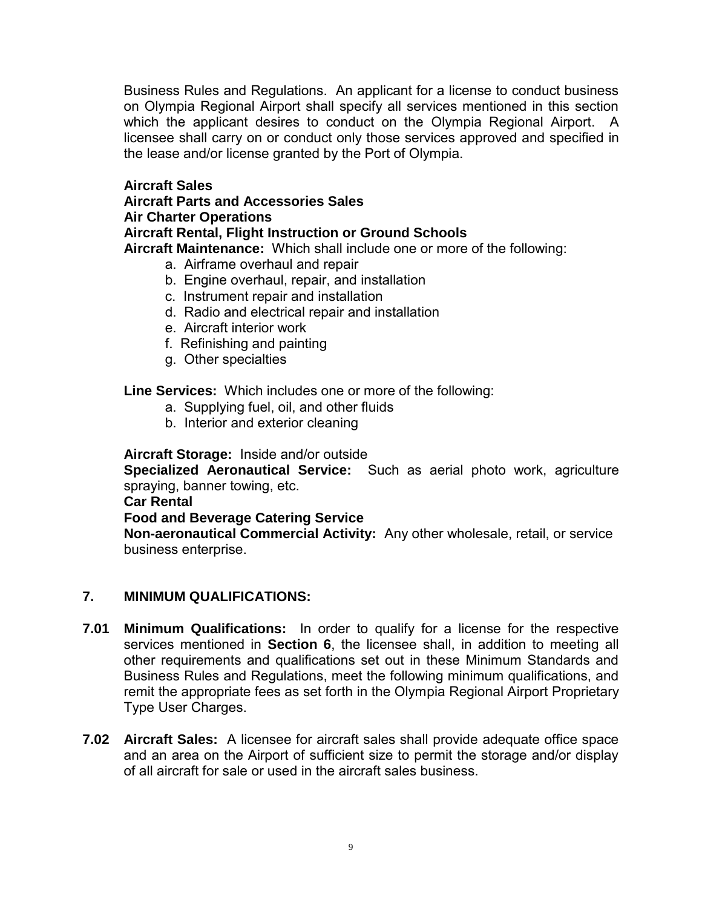Business Rules and Regulations. An applicant for a license to conduct business on Olympia Regional Airport shall specify all services mentioned in this section which the applicant desires to conduct on the Olympia Regional Airport. A licensee shall carry on or conduct only those services approved and specified in the lease and/or license granted by the Port of Olympia.

**Aircraft Sales**
**Aircraft Parts and Accessories Sales**
**Air Charter Operations**
**Aircraft Rental, Flight Instruction or Ground Schools**
**Aircraft Maintenance:** Which shall include one or more of the following:

- a. Airframe overhaul and repair
- b. Engine overhaul, repair, and installation
- c. Instrument repair and installation
- d. Radio and electrical repair and installation
- e. Aircraft interior work
- f. Refinishing and painting
- g. Other specialties

**Line Services:** Which includes one or more of the following:

- a. Supplying fuel, oil, and other fluids
- b. Interior and exterior cleaning

**Aircraft Storage:** Inside and/or outside
**Specialized Aeronautical Service:** Such as aerial photo work, agriculture spraying, banner towing, etc.
**Car Rental**
**Food and Beverage Catering Service**
**Non-aeronautical Commercial Activity:** Any other wholesale, retail, or service business enterprise.

## 7. MINIMUM QUALIFICATIONS:

**7.01 Minimum Qualifications:** In order to qualify for a license for the respective services mentioned in **Section 6**, the licensee shall, in addition to meeting all other requirements and qualifications set out in these Minimum Standards and Business Rules and Regulations, meet the following minimum qualifications, and remit the appropriate fees as set forth in the Olympia Regional Airport Proprietary Type User Charges.

**7.02 Aircraft Sales:** A licensee for aircraft sales shall provide adequate office space and an area on the Airport of sufficient size to permit the storage and/or display of all aircraft for sale or used in the aircraft sales business.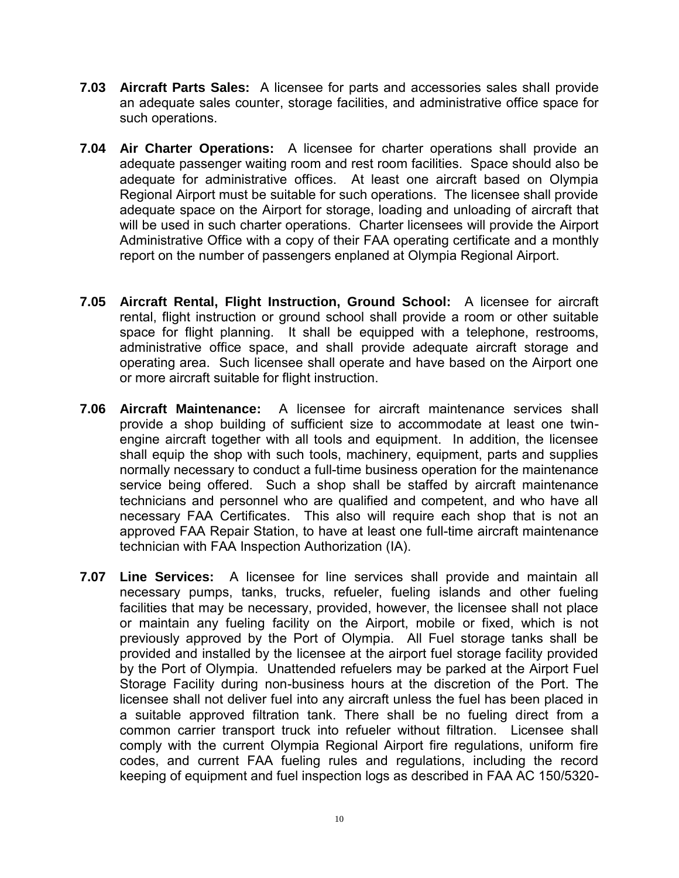**7.03 Aircraft Parts Sales:** A licensee for parts and accessories sales shall provide an adequate sales counter, storage facilities, and administrative office space for such operations.

**7.04 Air Charter Operations:** A licensee for charter operations shall provide an adequate passenger waiting room and rest room facilities. Space should also be adequate for administrative offices. At least one aircraft based on Olympia Regional Airport must be suitable for such operations. The licensee shall provide adequate space on the Airport for storage, loading and unloading of aircraft that will be used in such charter operations. Charter licensees will provide the Airport Administrative Office with a copy of their FAA operating certificate and a monthly report on the number of passengers enplaned at Olympia Regional Airport.

**7.05 Aircraft Rental, Flight Instruction, Ground School:** A licensee for aircraft rental, flight instruction or ground school shall provide a room or other suitable space for flight planning. It shall be equipped with a telephone, restrooms, administrative office space, and shall provide adequate aircraft storage and operating area. Such licensee shall operate and have based on the Airport one or more aircraft suitable for flight instruction.

**7.06 Aircraft Maintenance:** A licensee for aircraft maintenance services shall provide a shop building of sufficient size to accommodate at least one twin-engine aircraft together with all tools and equipment. In addition, the licensee shall equip the shop with such tools, machinery, equipment, parts and supplies normally necessary to conduct a full-time business operation for the maintenance service being offered. Such a shop shall be staffed by aircraft maintenance technicians and personnel who are qualified and competent, and who have all necessary FAA Certificates. This also will require each shop that is not an approved FAA Repair Station, to have at least one full-time aircraft maintenance technician with FAA Inspection Authorization (IA).

**7.07 Line Services:** A licensee for line services shall provide and maintain all necessary pumps, tanks, trucks, refueler, fueling islands and other fueling facilities that may be necessary, provided, however, the licensee shall not place or maintain any fueling facility on the Airport, mobile or fixed, which is not previously approved by the Port of Olympia. All Fuel storage tanks shall be provided and installed by the licensee at the airport fuel storage facility provided by the Port of Olympia. Unattended refuelers may be parked at the Airport Fuel Storage Facility during non-business hours at the discretion of the Port. The licensee shall not deliver fuel into any aircraft unless the fuel has been placed in a suitable approved filtration tank. There shall be no fueling direct from a common carrier transport truck into refueler without filtration. Licensee shall comply with the current Olympia Regional Airport fire regulations, uniform fire codes, and current FAA fueling rules and regulations, including the record keeping of equipment and fuel inspection logs as described in FAA AC 150/5320-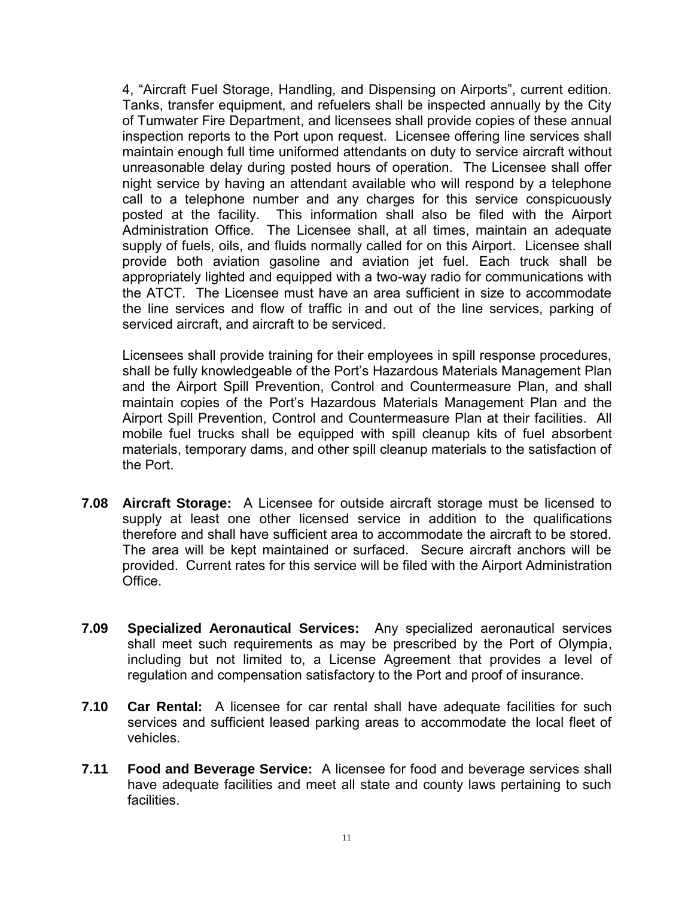4, "Aircraft Fuel Storage, Handling, and Dispensing on Airports", current edition. Tanks, transfer equipment, and refuelers shall be inspected annually by the City of Tumwater Fire Department, and licensees shall provide copies of these annual inspection reports to the Port upon request. Licensee offering line services shall maintain enough full time uniformed attendants on duty to service aircraft without unreasonable delay during posted hours of operation. The Licensee shall offer night service by having an attendant available who will respond by a telephone call to a telephone number and any charges for this service conspicuously posted at the facility. This information shall also be filed with the Airport Administration Office. The Licensee shall, at all times, maintain an adequate supply of fuels, oils, and fluids normally called for on this Airport. Licensee shall provide both aviation gasoline and aviation jet fuel. Each truck shall be appropriately lighted and equipped with a two-way radio for communications with the ATCT. The Licensee must have an area sufficient in size to accommodate the line services and flow of traffic in and out of the line services, parking of serviced aircraft, and aircraft to be serviced.

Licensees shall provide training for their employees in spill response procedures, shall be fully knowledgeable of the Port's Hazardous Materials Management Plan and the Airport Spill Prevention, Control and Countermeasure Plan, and shall maintain copies of the Port's Hazardous Materials Management Plan and the Airport Spill Prevention, Control and Countermeasure Plan at their facilities. All mobile fuel trucks shall be equipped with spill cleanup kits of fuel absorbent materials, temporary dams, and other spill cleanup materials to the satisfaction of the Port.

**7.08 Aircraft Storage:** A Licensee for outside aircraft storage must be licensed to supply at least one other licensed service in addition to the qualifications therefore and shall have sufficient area to accommodate the aircraft to be stored. The area will be kept maintained or surfaced. Secure aircraft anchors will be provided. Current rates for this service will be filed with the Airport Administration Office.

**7.09 Specialized Aeronautical Services:** Any specialized aeronautical services shall meet such requirements as may be prescribed by the Port of Olympia, including but not limited to, a License Agreement that provides a level of regulation and compensation satisfactory to the Port and proof of insurance.

**7.10 Car Rental:** A licensee for car rental shall have adequate facilities for such services and sufficient leased parking areas to accommodate the local fleet of vehicles.

**7.11 Food and Beverage Service:** A licensee for food and beverage services shall have adequate facilities and meet all state and county laws pertaining to such facilities.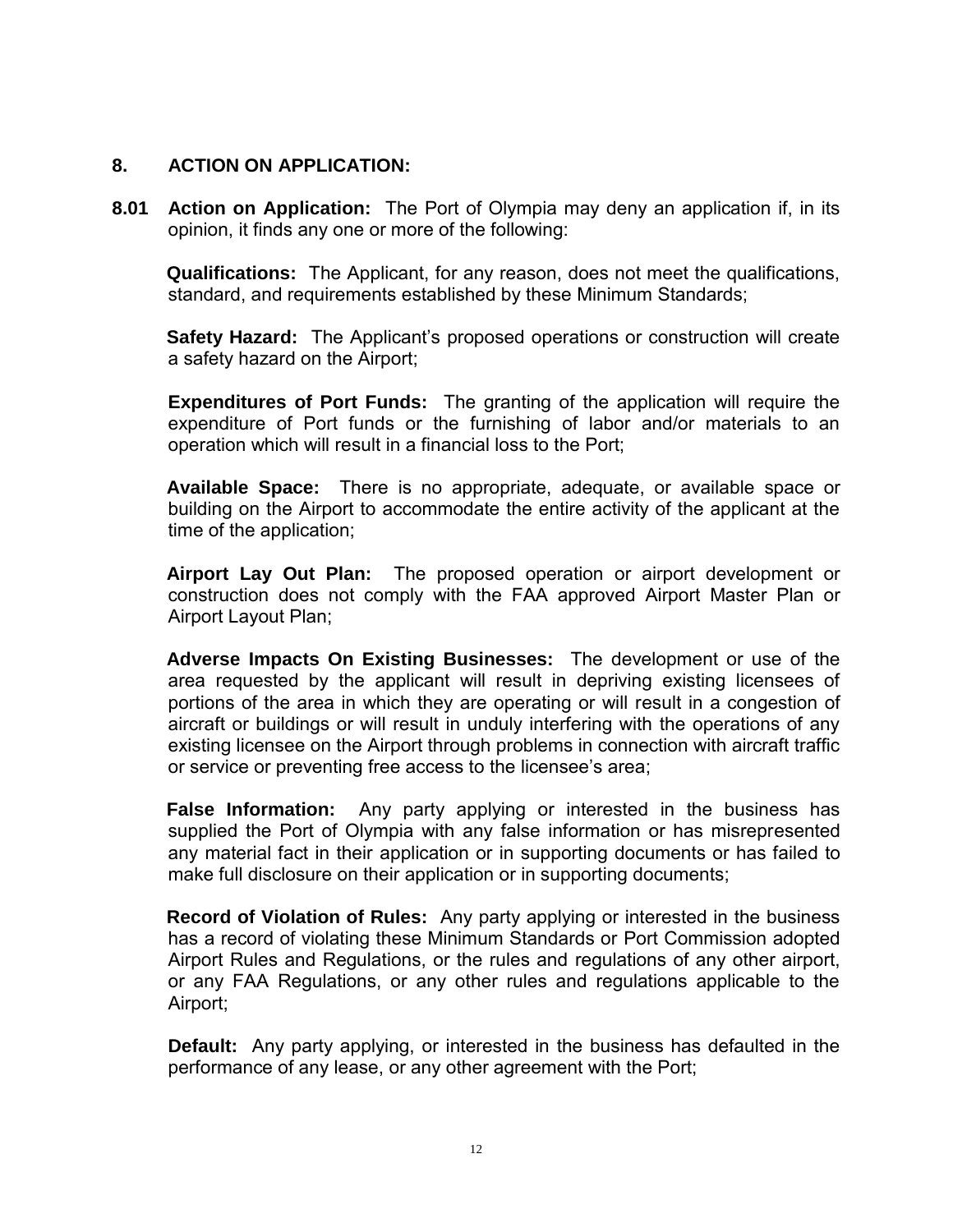## 8. ACTION ON APPLICATION:

**8.01 Action on Application:** The Port of Olympia may deny an application if, in its opinion, it finds any one or more of the following:

**Qualifications:** The Applicant, for any reason, does not meet the qualifications, standard, and requirements established by these Minimum Standards;

**Safety Hazard:** The Applicant's proposed operations or construction will create a safety hazard on the Airport;

**Expenditures of Port Funds:** The granting of the application will require the expenditure of Port funds or the furnishing of labor and/or materials to an operation which will result in a financial loss to the Port;

**Available Space:** There is no appropriate, adequate, or available space or building on the Airport to accommodate the entire activity of the applicant at the time of the application;

**Airport Lay Out Plan:** The proposed operation or airport development or construction does not comply with the FAA approved Airport Master Plan or Airport Layout Plan;

**Adverse Impacts On Existing Businesses:** The development or use of the area requested by the applicant will result in depriving existing licensees of portions of the area in which they are operating or will result in a congestion of aircraft or buildings or will result in unduly interfering with the operations of any existing licensee on the Airport through problems in connection with aircraft traffic or service or preventing free access to the licensee's area;

**False Information:** Any party applying or interested in the business has supplied the Port of Olympia with any false information or has misrepresented any material fact in their application or in supporting documents or has failed to make full disclosure on their application or in supporting documents;

**Record of Violation of Rules:** Any party applying or interested in the business has a record of violating these Minimum Standards or Port Commission adopted Airport Rules and Regulations, or the rules and regulations of any other airport, or any FAA Regulations, or any other rules and regulations applicable to the Airport;

**Default:** Any party applying, or interested in the business has defaulted in the performance of any lease, or any other agreement with the Port;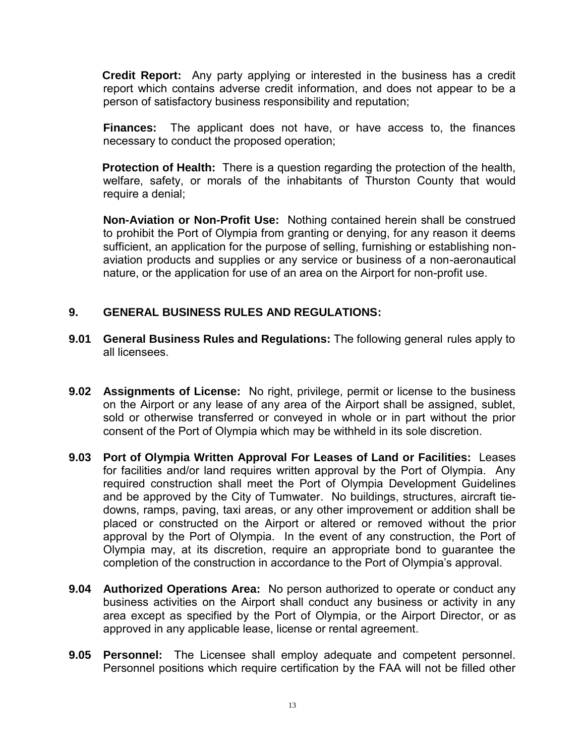**Credit Report:** Any party applying or interested in the business has a credit report which contains adverse credit information, and does not appear to be a person of satisfactory business responsibility and reputation;

**Finances:** The applicant does not have, or have access to, the finances necessary to conduct the proposed operation;

**Protection of Health:** There is a question regarding the protection of the health, welfare, safety, or morals of the inhabitants of Thurston County that would require a denial;

**Non-Aviation or Non-Profit Use:** Nothing contained herein shall be construed to prohibit the Port of Olympia from granting or denying, for any reason it deems sufficient, an application for the purpose of selling, furnishing or establishing non-aviation products and supplies or any service or business of a non-aeronautical nature, or the application for use of an area on the Airport for non-profit use.

## 9. GENERAL BUSINESS RULES AND REGULATIONS:

**9.01 General Business Rules and Regulations:** The following general rules apply to all licensees.

**9.02 Assignments of License:** No right, privilege, permit or license to the business on the Airport or any lease of any area of the Airport shall be assigned, sublet, sold or otherwise transferred or conveyed in whole or in part without the prior consent of the Port of Olympia which may be withheld in its sole discretion.

**9.03 Port of Olympia Written Approval For Leases of Land or Facilities:** Leases for facilities and/or land requires written approval by the Port of Olympia. Any required construction shall meet the Port of Olympia Development Guidelines and be approved by the City of Tumwater. No buildings, structures, aircraft tie-downs, ramps, paving, taxi areas, or any other improvement or addition shall be placed or constructed on the Airport or altered or removed without the prior approval by the Port of Olympia. In the event of any construction, the Port of Olympia may, at its discretion, require an appropriate bond to guarantee the completion of the construction in accordance to the Port of Olympia's approval.

**9.04 Authorized Operations Area:** No person authorized to operate or conduct any business activities on the Airport shall conduct any business or activity in any area except as specified by the Port of Olympia, or the Airport Director, or as approved in any applicable lease, license or rental agreement.

**9.05 Personnel:** The Licensee shall employ adequate and competent personnel. Personnel positions which require certification by the FAA will not be filled other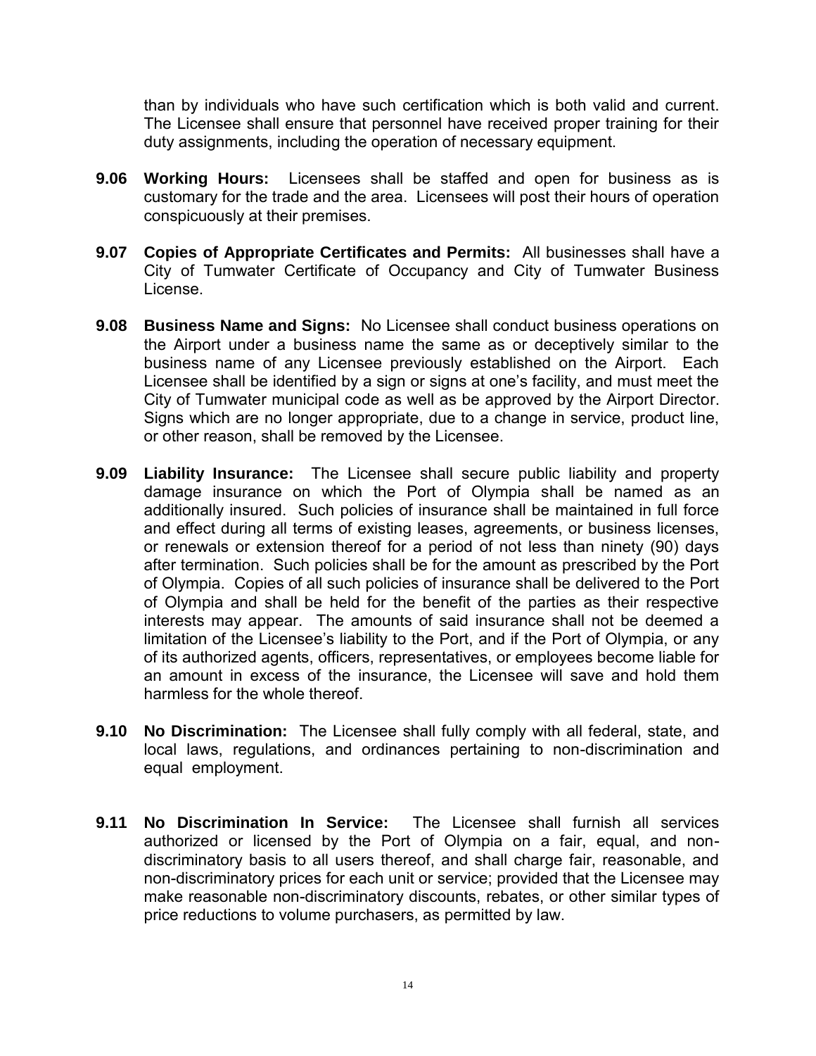than by individuals who have such certification which is both valid and current. The Licensee shall ensure that personnel have received proper training for their duty assignments, including the operation of necessary equipment.

**9.06 Working Hours:** Licensees shall be staffed and open for business as is customary for the trade and the area. Licensees will post their hours of operation conspicuously at their premises.

**9.07 Copies of Appropriate Certificates and Permits:** All businesses shall have a City of Tumwater Certificate of Occupancy and City of Tumwater Business License.

**9.08 Business Name and Signs:** No Licensee shall conduct business operations on the Airport under a business name the same as or deceptively similar to the business name of any Licensee previously established on the Airport. Each Licensee shall be identified by a sign or signs at one's facility, and must meet the City of Tumwater municipal code as well as be approved by the Airport Director. Signs which are no longer appropriate, due to a change in service, product line, or other reason, shall be removed by the Licensee.

**9.09 Liability Insurance:** The Licensee shall secure public liability and property damage insurance on which the Port of Olympia shall be named as an additionally insured. Such policies of insurance shall be maintained in full force and effect during all terms of existing leases, agreements, or business licenses, or renewals or extension thereof for a period of not less than ninety (90) days after termination. Such policies shall be for the amount as prescribed by the Port of Olympia. Copies of all such policies of insurance shall be delivered to the Port of Olympia and shall be held for the benefit of the parties as their respective interests may appear. The amounts of said insurance shall not be deemed a limitation of the Licensee's liability to the Port, and if the Port of Olympia, or any of its authorized agents, officers, representatives, or employees become liable for an amount in excess of the insurance, the Licensee will save and hold them harmless for the whole thereof.

**9.10 No Discrimination:** The Licensee shall fully comply with all federal, state, and local laws, regulations, and ordinances pertaining to non-discrimination and equal employment.

**9.11 No Discrimination In Service:** The Licensee shall furnish all services authorized or licensed by the Port of Olympia on a fair, equal, and non-discriminatory basis to all users thereof, and shall charge fair, reasonable, and non-discriminatory prices for each unit or service; provided that the Licensee may make reasonable non-discriminatory discounts, rebates, or other similar types of price reductions to volume purchasers, as permitted by law.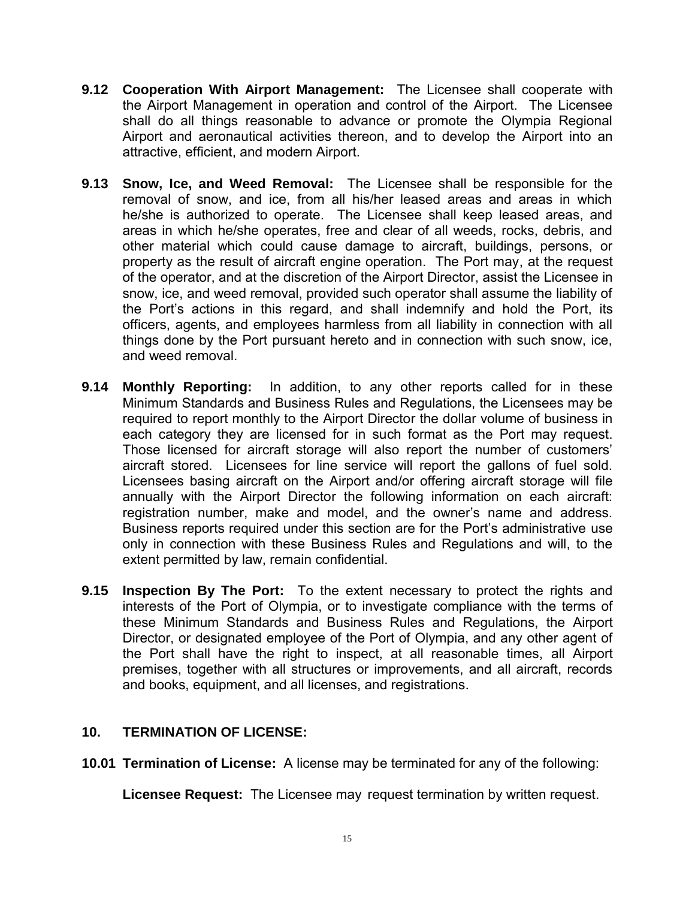**9.12 Cooperation With Airport Management:** The Licensee shall cooperate with the Airport Management in operation and control of the Airport. The Licensee shall do all things reasonable to advance or promote the Olympia Regional Airport and aeronautical activities thereon, and to develop the Airport into an attractive, efficient, and modern Airport.

**9.13 Snow, Ice, and Weed Removal:** The Licensee shall be responsible for the removal of snow, and ice, from all his/her leased areas and areas in which he/she is authorized to operate. The Licensee shall keep leased areas, and areas in which he/she operates, free and clear of all weeds, rocks, debris, and other material which could cause damage to aircraft, buildings, persons, or property as the result of aircraft engine operation. The Port may, at the request of the operator, and at the discretion of the Airport Director, assist the Licensee in snow, ice, and weed removal, provided such operator shall assume the liability of the Port's actions in this regard, and shall indemnify and hold the Port, its officers, agents, and employees harmless from all liability in connection with all things done by the Port pursuant hereto and in connection with such snow, ice, and weed removal.

**9.14 Monthly Reporting:** In addition, to any other reports called for in these Minimum Standards and Business Rules and Regulations, the Licensees may be required to report monthly to the Airport Director the dollar volume of business in each category they are licensed for in such format as the Port may request. Those licensed for aircraft storage will also report the number of customers' aircraft stored. Licensees for line service will report the gallons of fuel sold. Licensees basing aircraft on the Airport and/or offering aircraft storage will file annually with the Airport Director the following information on each aircraft: registration number, make and model, and the owner's name and address. Business reports required under this section are for the Port's administrative use only in connection with these Business Rules and Regulations and will, to the extent permitted by law, remain confidential.

**9.15 Inspection By The Port:** To the extent necessary to protect the rights and interests of the Port of Olympia, or to investigate compliance with the terms of these Minimum Standards and Business Rules and Regulations, the Airport Director, or designated employee of the Port of Olympia, and any other agent of the Port shall have the right to inspect, at all reasonable times, all Airport premises, together with all structures or improvements, and all aircraft, records and books, equipment, and all licenses, and registrations.

## 10. TERMINATION OF LICENSE:

**10.01 Termination of License:** A license may be terminated for any of the following:

**Licensee Request:** The Licensee may request termination by written request.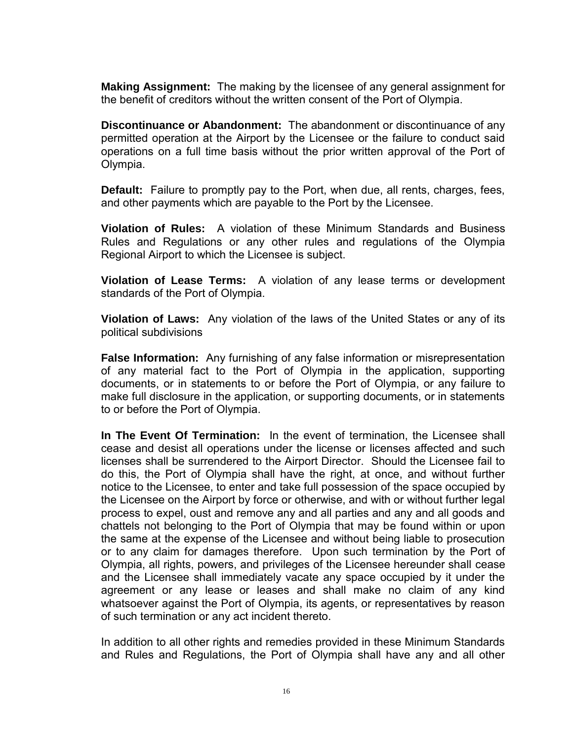**Making Assignment:** The making by the licensee of any general assignment for the benefit of creditors without the written consent of the Port of Olympia.

**Discontinuance or Abandonment:** The abandonment or discontinuance of any permitted operation at the Airport by the Licensee or the failure to conduct said operations on a full time basis without the prior written approval of the Port of Olympia.

**Default:** Failure to promptly pay to the Port, when due, all rents, charges, fees, and other payments which are payable to the Port by the Licensee.

**Violation of Rules:** A violation of these Minimum Standards and Business Rules and Regulations or any other rules and regulations of the Olympia Regional Airport to which the Licensee is subject.

**Violation of Lease Terms:** A violation of any lease terms or development standards of the Port of Olympia.

**Violation of Laws:** Any violation of the laws of the United States or any of its political subdivisions

**False Information:** Any furnishing of any false information or misrepresentation of any material fact to the Port of Olympia in the application, supporting documents, or in statements to or before the Port of Olympia, or any failure to make full disclosure in the application, or supporting documents, or in statements to or before the Port of Olympia.

**In The Event Of Termination:** In the event of termination, the Licensee shall cease and desist all operations under the license or licenses affected and such licenses shall be surrendered to the Airport Director. Should the Licensee fail to do this, the Port of Olympia shall have the right, at once, and without further notice to the Licensee, to enter and take full possession of the space occupied by the Licensee on the Airport by force or otherwise, and with or without further legal process to expel, oust and remove any and all parties and any and all goods and chattels not belonging to the Port of Olympia that may be found within or upon the same at the expense of the Licensee and without being liable to prosecution or to any claim for damages therefore. Upon such termination by the Port of Olympia, all rights, powers, and privileges of the Licensee hereunder shall cease and the Licensee shall immediately vacate any space occupied by it under the agreement or any lease or leases and shall make no claim of any kind whatsoever against the Port of Olympia, its agents, or representatives by reason of such termination or any act incident thereto.

In addition to all other rights and remedies provided in these Minimum Standards and Rules and Regulations, the Port of Olympia shall have any and all other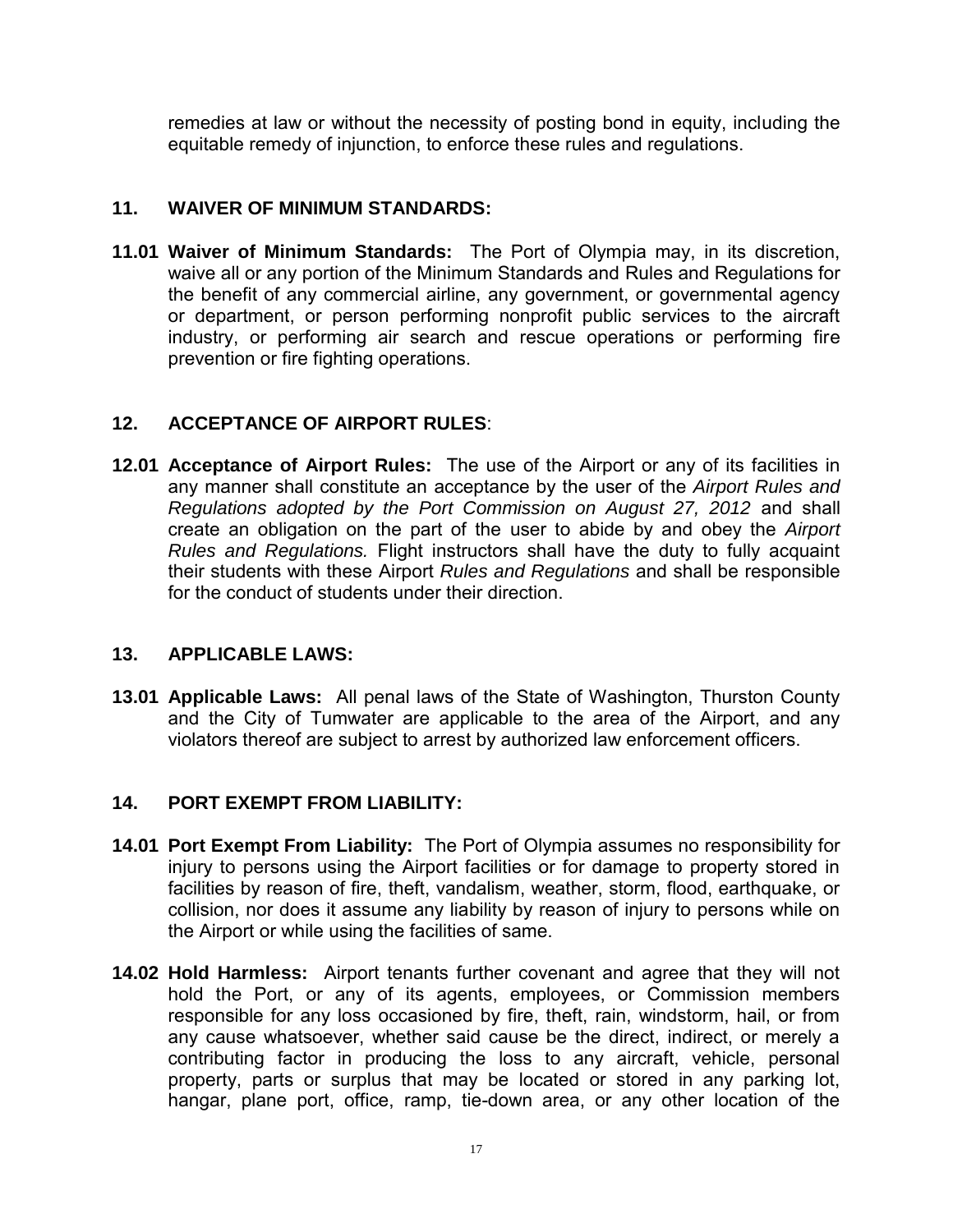remedies at law or without the necessity of posting bond in equity, including the equitable remedy of injunction, to enforce these rules and regulations.

## 11. WAIVER OF MINIMUM STANDARDS:

**11.01 Waiver of Minimum Standards:** The Port of Olympia may, in its discretion, waive all or any portion of the Minimum Standards and Rules and Regulations for the benefit of any commercial airline, any government, or governmental agency or department, or person performing nonprofit public services to the aircraft industry, or performing air search and rescue operations or performing fire prevention or fire fighting operations.

## 12. ACCEPTANCE OF AIRPORT RULES:

**12.01 Acceptance of Airport Rules:** The use of the Airport or any of its facilities in any manner shall constitute an acceptance by the user of the *Airport Rules and Regulations adopted by the Port Commission on August 27, 2012* and shall create an obligation on the part of the user to abide by and obey the *Airport Rules and Regulations.* Flight instructors shall have the duty to fully acquaint their students with these Airport *Rules and Regulations* and shall be responsible for the conduct of students under their direction.

## 13. APPLICABLE LAWS:

**13.01 Applicable Laws:** All penal laws of the State of Washington, Thurston County and the City of Tumwater are applicable to the area of the Airport, and any violators thereof are subject to arrest by authorized law enforcement officers.

## 14. PORT EXEMPT FROM LIABILITY:

**14.01 Port Exempt From Liability:** The Port of Olympia assumes no responsibility for injury to persons using the Airport facilities or for damage to property stored in facilities by reason of fire, theft, vandalism, weather, storm, flood, earthquake, or collision, nor does it assume any liability by reason of injury to persons while on the Airport or while using the facilities of same.

**14.02 Hold Harmless:** Airport tenants further covenant and agree that they will not hold the Port, or any of its agents, employees, or Commission members responsible for any loss occasioned by fire, theft, rain, windstorm, hail, or from any cause whatsoever, whether said cause be the direct, indirect, or merely a contributing factor in producing the loss to any aircraft, vehicle, personal property, parts or surplus that may be located or stored in any parking lot, hangar, plane port, office, ramp, tie-down area, or any other location of the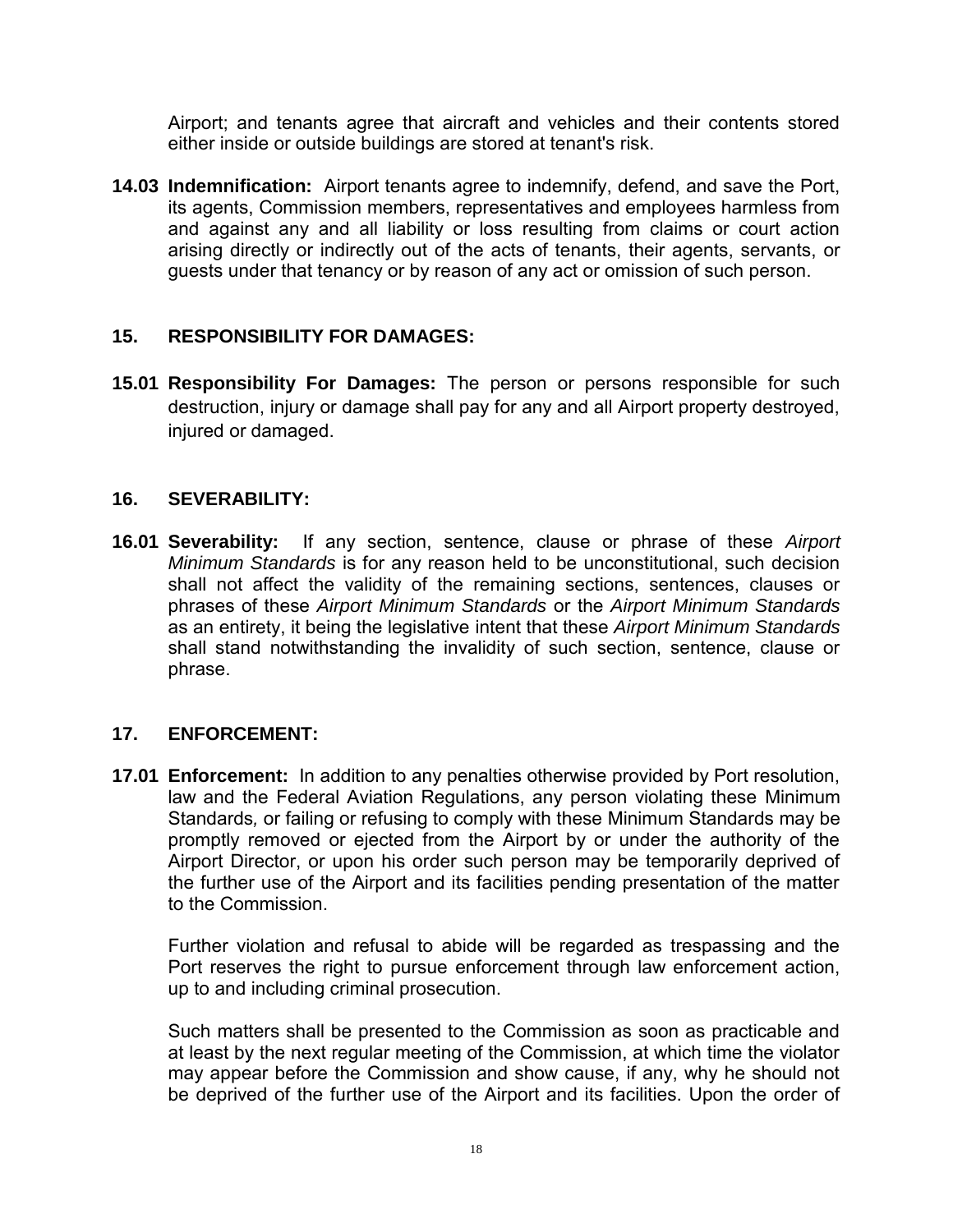Airport; and tenants agree that aircraft and vehicles and their contents stored either inside or outside buildings are stored at tenant's risk.

**14.03 Indemnification:** Airport tenants agree to indemnify, defend, and save the Port, its agents, Commission members, representatives and employees harmless from and against any and all liability or loss resulting from claims or court action arising directly or indirectly out of the acts of tenants, their agents, servants, or guests under that tenancy or by reason of any act or omission of such person.

## 15. RESPONSIBILITY FOR DAMAGES:

**15.01 Responsibility For Damages:** The person or persons responsible for such destruction, injury or damage shall pay for any and all Airport property destroyed, injured or damaged.

## 16. SEVERABILITY:

**16.01 Severability:** If any section, sentence, clause or phrase of these *Airport Minimum Standards* is for any reason held to be unconstitutional, such decision shall not affect the validity of the remaining sections, sentences, clauses or phrases of these *Airport Minimum Standards* or the *Airport Minimum Standards* as an entirety, it being the legislative intent that these *Airport Minimum Standards* shall stand notwithstanding the invalidity of such section, sentence, clause or phrase.

## 17. ENFORCEMENT:

**17.01 Enforcement:** In addition to any penalties otherwise provided by Port resolution, law and the Federal Aviation Regulations, any person violating these Minimum Standards*,* or failing or refusing to comply with these Minimum Standards may be promptly removed or ejected from the Airport by or under the authority of the Airport Director, or upon his order such person may be temporarily deprived of the further use of the Airport and its facilities pending presentation of the matter to the Commission.

Further violation and refusal to abide will be regarded as trespassing and the Port reserves the right to pursue enforcement through law enforcement action, up to and including criminal prosecution.

Such matters shall be presented to the Commission as soon as practicable and at least by the next regular meeting of the Commission, at which time the violator may appear before the Commission and show cause, if any, why he should not be deprived of the further use of the Airport and its facilities. Upon the order of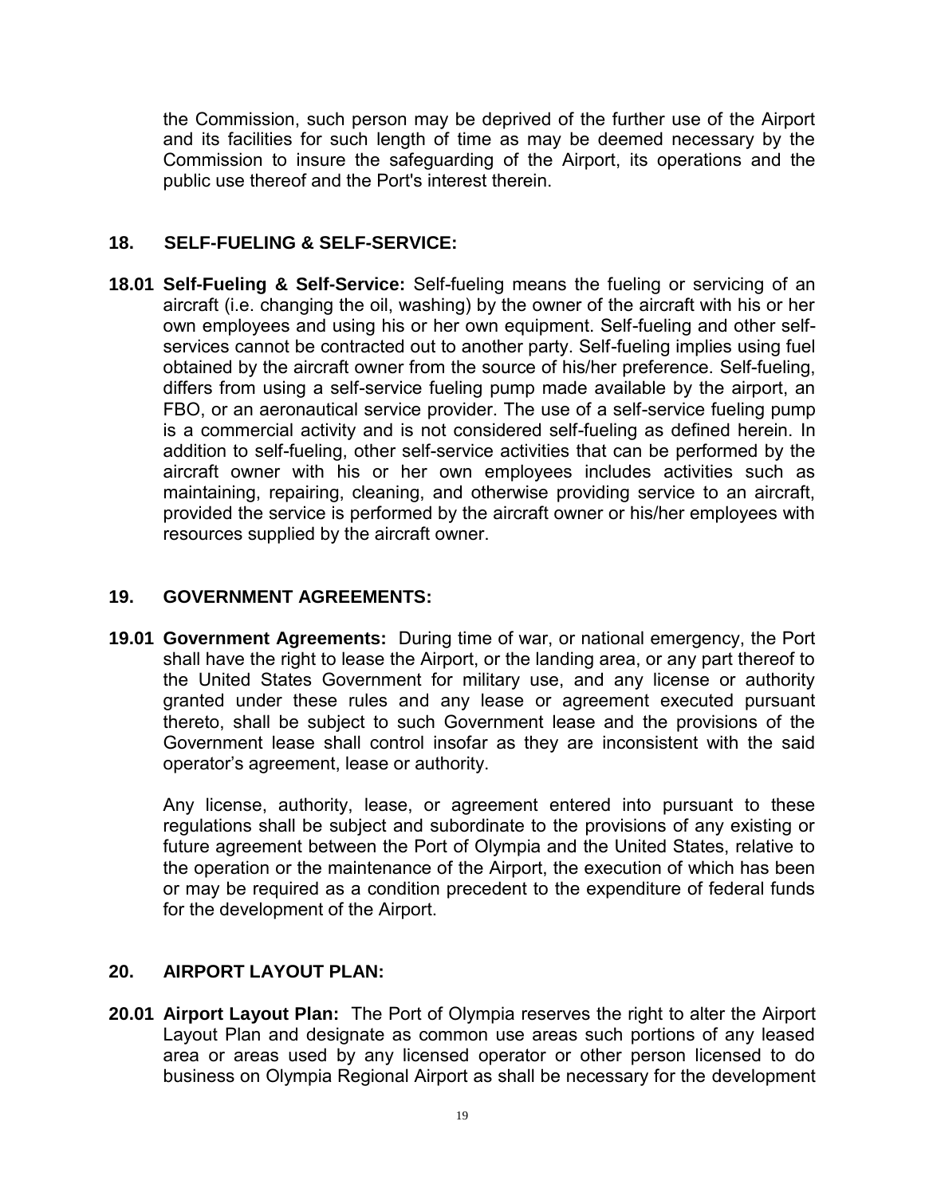the Commission, such person may be deprived of the further use of the Airport and its facilities for such length of time as may be deemed necessary by the Commission to insure the safeguarding of the Airport, its operations and the public use thereof and the Port's interest therein.

## 18. SELF-FUELING & SELF-SERVICE:

**18.01 Self-Fueling & Self-Service:** Self-fueling means the fueling or servicing of an aircraft (i.e. changing the oil, washing) by the owner of the aircraft with his or her own employees and using his or her own equipment. Self-fueling and other self-services cannot be contracted out to another party. Self-fueling implies using fuel obtained by the aircraft owner from the source of his/her preference. Self-fueling, differs from using a self-service fueling pump made available by the airport, an FBO, or an aeronautical service provider. The use of a self-service fueling pump is a commercial activity and is not considered self-fueling as defined herein. In addition to self-fueling, other self-service activities that can be performed by the aircraft owner with his or her own employees includes activities such as maintaining, repairing, cleaning, and otherwise providing service to an aircraft, provided the service is performed by the aircraft owner or his/her employees with resources supplied by the aircraft owner.

## 19. GOVERNMENT AGREEMENTS:

**19.01 Government Agreements:** During time of war, or national emergency, the Port shall have the right to lease the Airport, or the landing area, or any part thereof to the United States Government for military use, and any license or authority granted under these rules and any lease or agreement executed pursuant thereto, shall be subject to such Government lease and the provisions of the Government lease shall control insofar as they are inconsistent with the said operator's agreement, lease or authority.

Any license, authority, lease, or agreement entered into pursuant to these regulations shall be subject and subordinate to the provisions of any existing or future agreement between the Port of Olympia and the United States, relative to the operation or the maintenance of the Airport, the execution of which has been or may be required as a condition precedent to the expenditure of federal funds for the development of the Airport.

## 20. AIRPORT LAYOUT PLAN:

**20.01 Airport Layout Plan:** The Port of Olympia reserves the right to alter the Airport Layout Plan and designate as common use areas such portions of any leased area or areas used by any licensed operator or other person licensed to do business on Olympia Regional Airport as shall be necessary for the development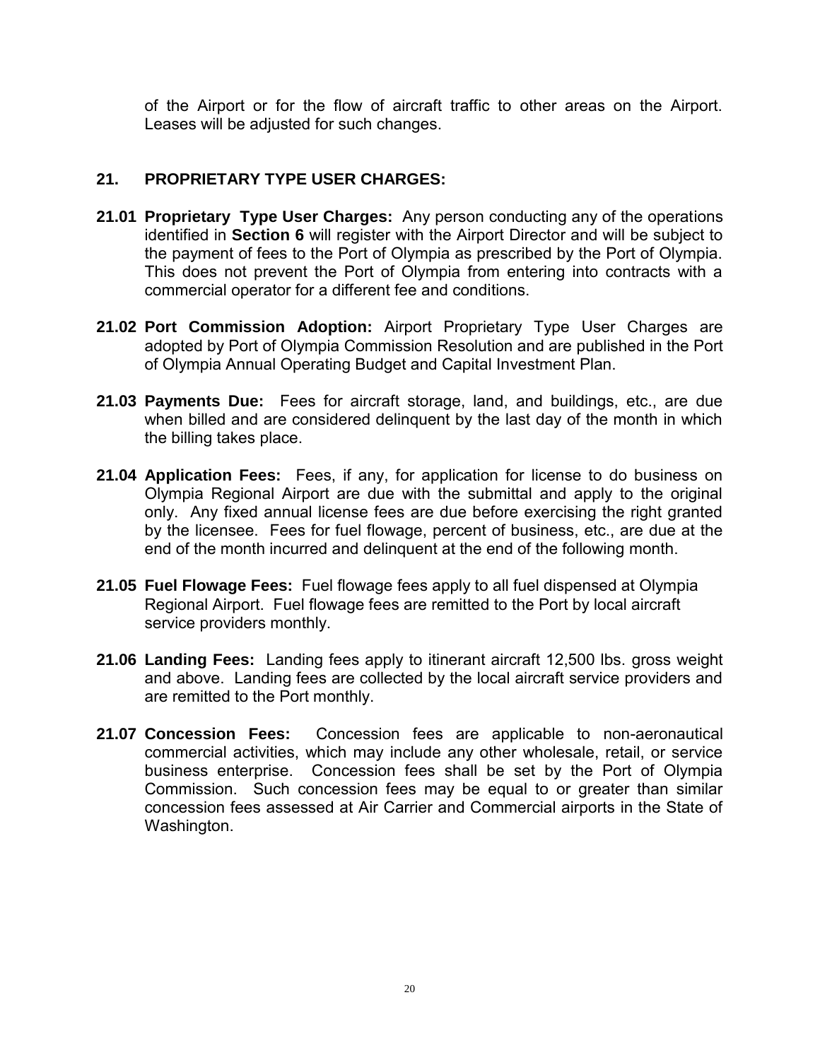of the Airport or for the flow of aircraft traffic to other areas on the Airport. Leases will be adjusted for such changes.

## 21. PROPRIETARY TYPE USER CHARGES:

**21.01 Proprietary Type User Charges:** Any person conducting any of the operations identified in **Section 6** will register with the Airport Director and will be subject to the payment of fees to the Port of Olympia as prescribed by the Port of Olympia. This does not prevent the Port of Olympia from entering into contracts with a commercial operator for a different fee and conditions.

**21.02 Port Commission Adoption:** Airport Proprietary Type User Charges are adopted by Port of Olympia Commission Resolution and are published in the Port of Olympia Annual Operating Budget and Capital Investment Plan.

**21.03 Payments Due:** Fees for aircraft storage, land, and buildings, etc., are due when billed and are considered delinquent by the last day of the month in which the billing takes place.

**21.04 Application Fees:** Fees, if any, for application for license to do business on Olympia Regional Airport are due with the submittal and apply to the original only. Any fixed annual license fees are due before exercising the right granted by the licensee. Fees for fuel flowage, percent of business, etc., are due at the end of the month incurred and delinquent at the end of the following month.

**21.05 Fuel Flowage Fees:** Fuel flowage fees apply to all fuel dispensed at Olympia Regional Airport. Fuel flowage fees are remitted to the Port by local aircraft service providers monthly.

**21.06 Landing Fees:** Landing fees apply to itinerant aircraft 12,500 lbs. gross weight and above. Landing fees are collected by the local aircraft service providers and are remitted to the Port monthly.

**21.07 Concession Fees:** Concession fees are applicable to non-aeronautical commercial activities, which may include any other wholesale, retail, or service business enterprise. Concession fees shall be set by the Port of Olympia Commission. Such concession fees may be equal to or greater than similar concession fees assessed at Air Carrier and Commercial airports in the State of Washington.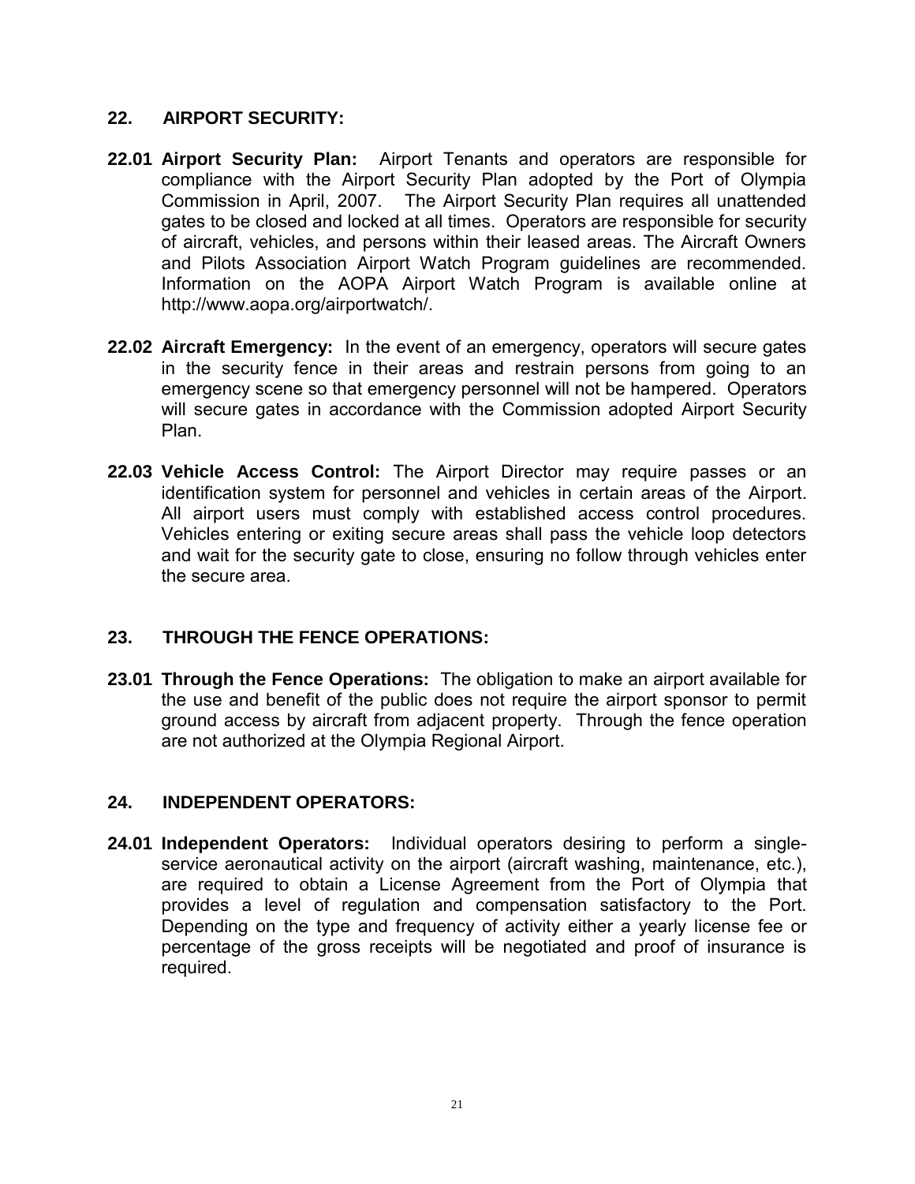## 22. AIRPORT SECURITY:

**22.01 Airport Security Plan:** Airport Tenants and operators are responsible for compliance with the Airport Security Plan adopted by the Port of Olympia Commission in April, 2007. The Airport Security Plan requires all unattended gates to be closed and locked at all times. Operators are responsible for security of aircraft, vehicles, and persons within their leased areas. The Aircraft Owners and Pilots Association Airport Watch Program guidelines are recommended. Information on the AOPA Airport Watch Program is available online at http://www.aopa.org/airportwatch/.

**22.02 Aircraft Emergency:** In the event of an emergency, operators will secure gates in the security fence in their areas and restrain persons from going to an emergency scene so that emergency personnel will not be hampered. Operators will secure gates in accordance with the Commission adopted Airport Security Plan.

**22.03 Vehicle Access Control:** The Airport Director may require passes or an identification system for personnel and vehicles in certain areas of the Airport. All airport users must comply with established access control procedures. Vehicles entering or exiting secure areas shall pass the vehicle loop detectors and wait for the security gate to close, ensuring no follow through vehicles enter the secure area.

## 23. THROUGH THE FENCE OPERATIONS:

**23.01 Through the Fence Operations:** The obligation to make an airport available for the use and benefit of the public does not require the airport sponsor to permit ground access by aircraft from adjacent property. Through the fence operation are not authorized at the Olympia Regional Airport.

## 24. INDEPENDENT OPERATORS:

**24.01 Independent Operators:** Individual operators desiring to perform a single-service aeronautical activity on the airport (aircraft washing, maintenance, etc.), are required to obtain a License Agreement from the Port of Olympia that provides a level of regulation and compensation satisfactory to the Port. Depending on the type and frequency of activity either a yearly license fee or percentage of the gross receipts will be negotiated and proof of insurance is required.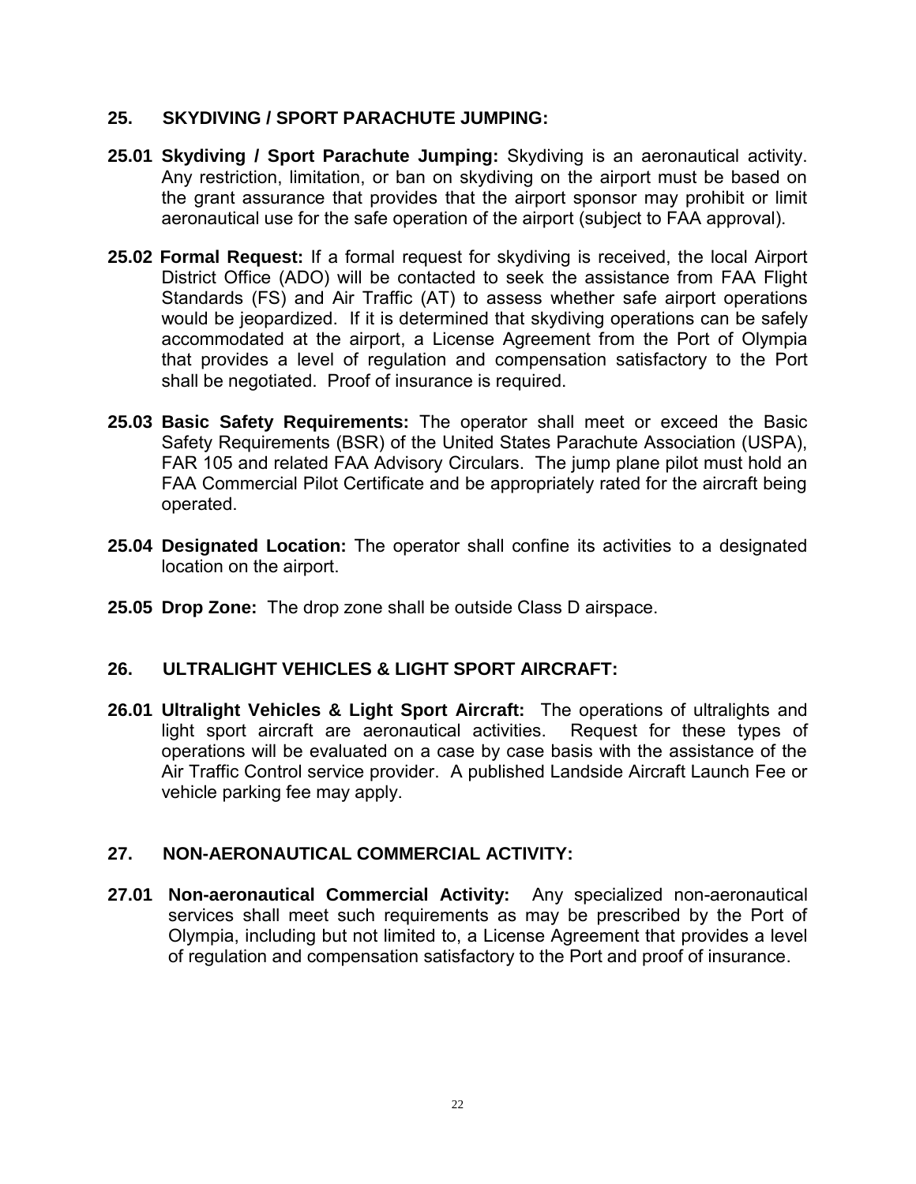## 25. SKYDIVING / SPORT PARACHUTE JUMPING:

**25.01 Skydiving / Sport Parachute Jumping:** Skydiving is an aeronautical activity. Any restriction, limitation, or ban on skydiving on the airport must be based on the grant assurance that provides that the airport sponsor may prohibit or limit aeronautical use for the safe operation of the airport (subject to FAA approval).

**25.02 Formal Request:** If a formal request for skydiving is received, the local Airport District Office (ADO) will be contacted to seek the assistance from FAA Flight Standards (FS) and Air Traffic (AT) to assess whether safe airport operations would be jeopardized. If it is determined that skydiving operations can be safely accommodated at the airport, a License Agreement from the Port of Olympia that provides a level of regulation and compensation satisfactory to the Port shall be negotiated. Proof of insurance is required.

**25.03 Basic Safety Requirements:** The operator shall meet or exceed the Basic Safety Requirements (BSR) of the United States Parachute Association (USPA), FAR 105 and related FAA Advisory Circulars. The jump plane pilot must hold an FAA Commercial Pilot Certificate and be appropriately rated for the aircraft being operated.

**25.04 Designated Location:** The operator shall confine its activities to a designated location on the airport.

**25.05 Drop Zone:** The drop zone shall be outside Class D airspace.

## 26. ULTRALIGHT VEHICLES & LIGHT SPORT AIRCRAFT:

**26.01 Ultralight Vehicles & Light Sport Aircraft:** The operations of ultralights and light sport aircraft are aeronautical activities. Request for these types of operations will be evaluated on a case by case basis with the assistance of the Air Traffic Control service provider. A published Landside Aircraft Launch Fee or vehicle parking fee may apply.

## 27. NON-AERONAUTICAL COMMERCIAL ACTIVITY:

**27.01 Non-aeronautical Commercial Activity:** Any specialized non-aeronautical services shall meet such requirements as may be prescribed by the Port of Olympia, including but not limited to, a License Agreement that provides a level of regulation and compensation satisfactory to the Port and proof of insurance.